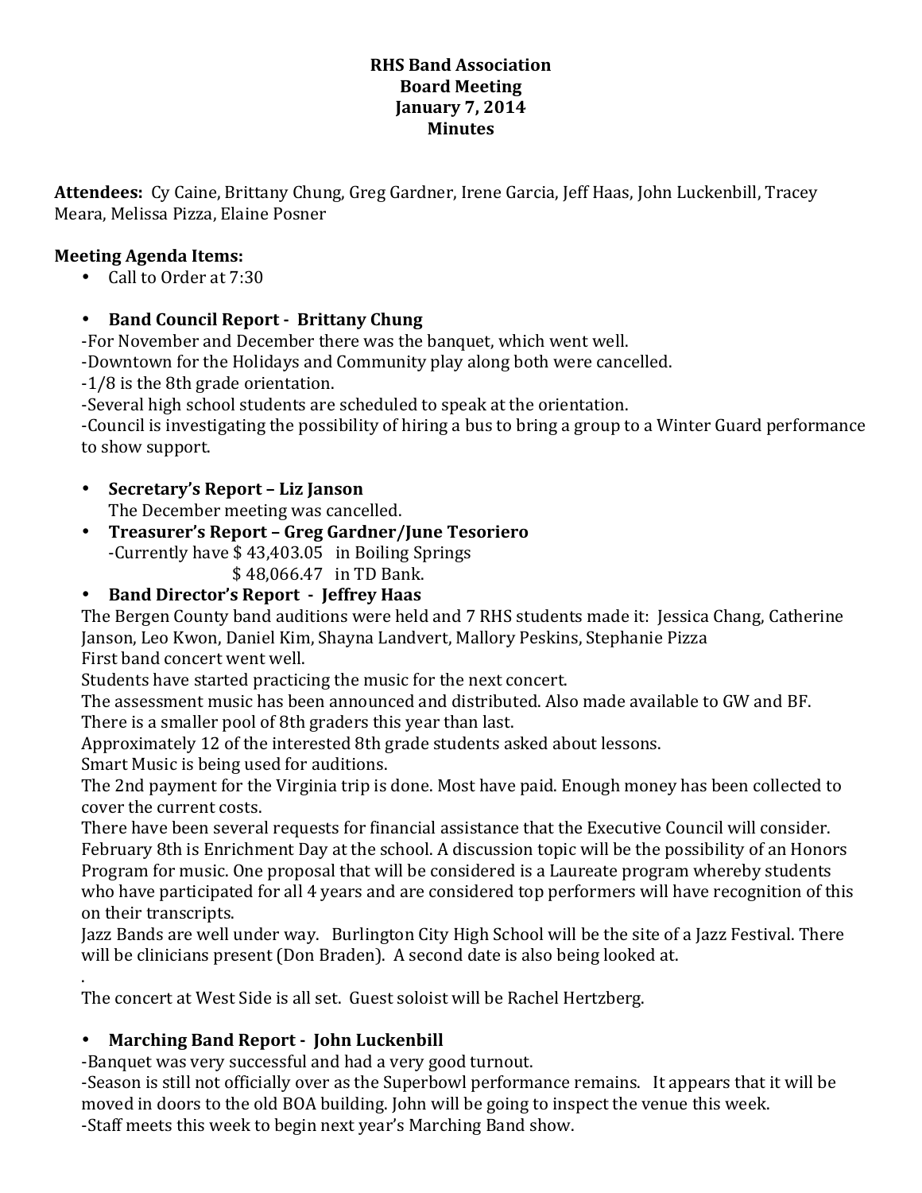**RHS Band Association**
**Board Meeting**
**January 7, 2014**
**Minutes**

**Attendees:** Cy Caine, Brittany Chung, Greg Gardner, Irene Garcia, Jeff Haas, John Luckenbill, Tracey Meara, Melissa Pizza, Elaine Posner

**Meeting Agenda Items:**

- Call to Order at 7:30

- **Band Council Report - Brittany Chung**
  -For November and December there was the banquet, which went well.
  -Downtown for the Holidays and Community play along both were cancelled.
  -1/8 is the 8th grade orientation.
  -Several high school students are scheduled to speak at the orientation.
  -Council is investigating the possibility of hiring a bus to bring a group to a Winter Guard performance to show support.

- **Secretary's Report – Liz Janson**
  The December meeting was cancelled.
- **Treasurer's Report – Greg Gardner/June Tesoriero**
  -Currently have $ 43,403.05 in Boiling Springs
  $ 48,066.47 in TD Bank.
- **Band Director's Report - Jeffrey Haas**

The Bergen County band auditions were held and 7 RHS students made it: Jessica Chang, Catherine Janson, Leo Kwon, Daniel Kim, Shayna Landvert, Mallory Peskins, Stephanie Pizza
First band concert went well.
Students have started practicing the music for the next concert.
The assessment music has been announced and distributed. Also made available to GW and BF.
There is a smaller pool of 8th graders this year than last.
Approximately 12 of the interested 8th grade students asked about lessons.
Smart Music is being used for auditions.
The 2nd payment for the Virginia trip is done. Most have paid. Enough money has been collected to cover the current costs.
There have been several requests for financial assistance that the Executive Council will consider.
February 8th is Enrichment Day at the school. A discussion topic will be the possibility of an Honors Program for music. One proposal that will be considered is a Laureate program whereby students who have participated for all 4 years and are considered top performers will have recognition of this on their transcripts.
Jazz Bands are well under way. Burlington City High School will be the site of a Jazz Festival. There will be clinicians present (Don Braden). A second date is also being looked at.
.
The concert at West Side is all set. Guest soloist will be Rachel Hertzberg.

- **Marching Band Report - John Luckenbill**
  -Banquet was very successful and had a very good turnout.
  -Season is still not officially over as the Superbowl performance remains. It appears that it will be moved in doors to the old BOA building. John will be going to inspect the venue this week.
  -Staff meets this week to begin next year's Marching Band show.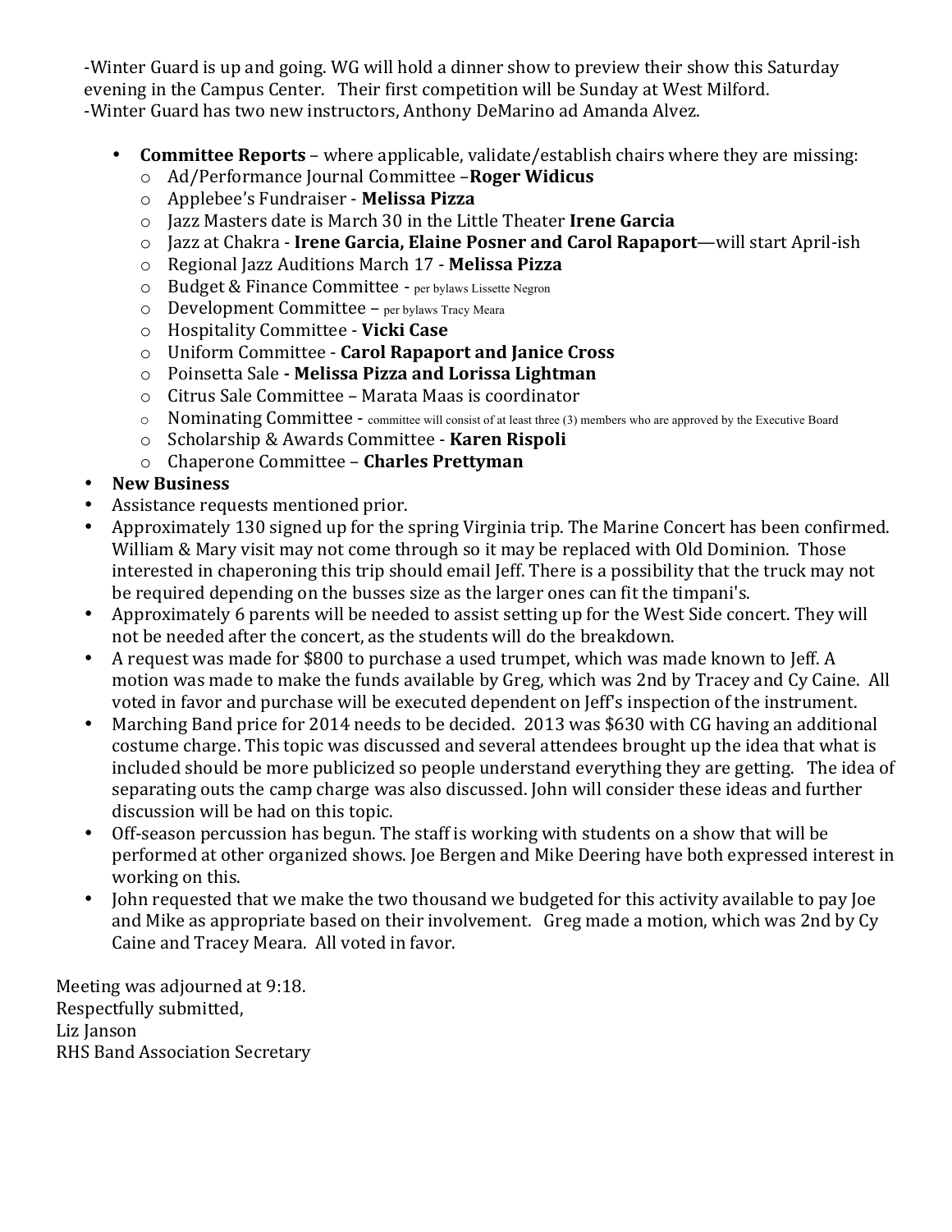-Winter Guard is up and going. WG will hold a dinner show to preview their show this Saturday evening in the Campus Center. Their first competition will be Sunday at West Milford.
-Winter Guard has two new instructors, Anthony DeMarino ad Amanda Alvez.

- **Committee Reports** – where applicable, validate/establish chairs where they are missing:
  - Ad/Performance Journal Committee –**Roger Widicus**
  - Applebee's Fundraiser - **Melissa Pizza**
  - Jazz Masters date is March 30 in the Little Theater **Irene Garcia**
  - Jazz at Chakra - **Irene Garcia, Elaine Posner and Carol Rapaport**—will start April-ish
  - Regional Jazz Auditions March 17 - **Melissa Pizza**
  - Budget & Finance Committee - per bylaws Lissette Negron
  - Development Committee – per bylaws Tracy Meara
  - Hospitality Committee - **Vicki Case**
  - Uniform Committee - **Carol Rapaport and Janice Cross**
  - Poinsetta Sale **- Melissa Pizza and Lorissa Lightman**
  - Citrus Sale Committee – Marata Maas is coordinator
  - Nominating Committee - committee will consist of at least three (3) members who are approved by the Executive Board
  - Scholarship & Awards Committee - **Karen Rispoli**
  - Chaperone Committee – **Charles Prettyman**
- **New Business**
- Assistance requests mentioned prior.
- Approximately 130 signed up for the spring Virginia trip. The Marine Concert has been confirmed. William & Mary visit may not come through so it may be replaced with Old Dominion. Those interested in chaperoning this trip should email Jeff. There is a possibility that the truck may not be required depending on the busses size as the larger ones can fit the timpani's.
- Approximately 6 parents will be needed to assist setting up for the West Side concert. They will not be needed after the concert, as the students will do the breakdown.
- A request was made for $800 to purchase a used trumpet, which was made known to Jeff. A motion was made to make the funds available by Greg, which was 2nd by Tracey and Cy Caine. All voted in favor and purchase will be executed dependent on Jeff's inspection of the instrument.
- Marching Band price for 2014 needs to be decided. 2013 was $630 with CG having an additional costume charge. This topic was discussed and several attendees brought up the idea that what is included should be more publicized so people understand everything they are getting. The idea of separating outs the camp charge was also discussed. John will consider these ideas and further discussion will be had on this topic.
- Off-season percussion has begun. The staff is working with students on a show that will be performed at other organized shows. Joe Bergen and Mike Deering have both expressed interest in working on this.
- John requested that we make the two thousand we budgeted for this activity available to pay Joe and Mike as appropriate based on their involvement. Greg made a motion, which was 2nd by Cy Caine and Tracey Meara. All voted in favor.

Meeting was adjourned at 9:18.
Respectfully submitted,
Liz Janson
RHS Band Association Secretary